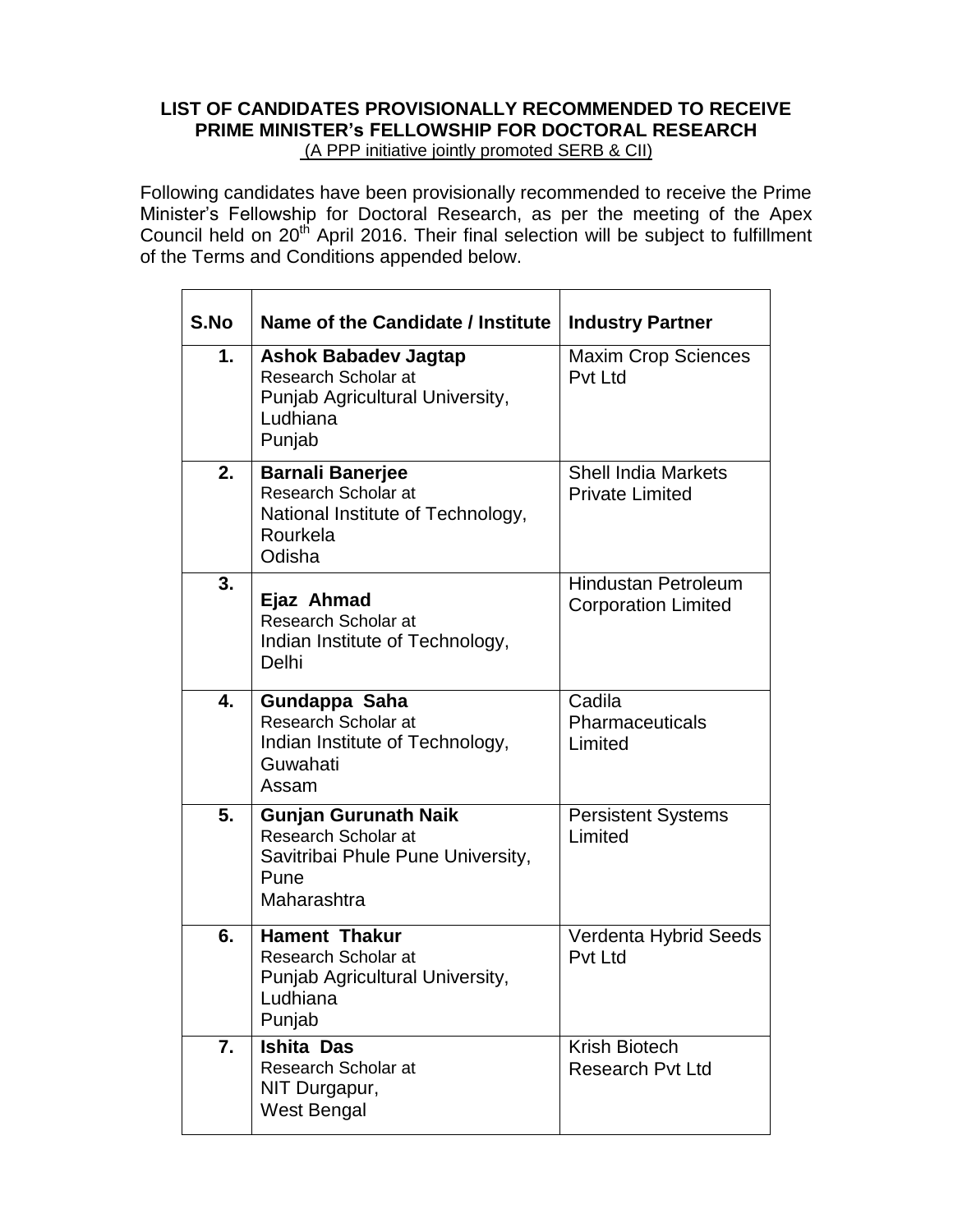**LIST OF CANDIDATES PROVISIONALLY RECOMMENDED TO RECEIVE PRIME MINISTER's FELLOWSHIP FOR DOCTORAL RESEARCH**

(A PPP initiative jointly promoted SERB & CII)

Following candidates have been provisionally recommended to receive the Prime Minister's Fellowship for Doctoral Research, as per the meeting of the Apex Council held on 20th April 2016. Their final selection will be subject to fulfillment of the Terms and Conditions appended below.

| S.No | Name of the Candidate / Institute | Industry Partner |
|---|---|---|
| 1. | **Ashok Babadev Jagtap**<br>Research Scholar at<br>Punjab Agricultural University, Ludhiana<br>Punjab | Maxim Crop Sciences Pvt Ltd |
| 2. | **Barnali Banerjee**<br>Research Scholar at<br>National Institute of Technology, Rourkela<br>Odisha | Shell India Markets Private Limited |
| 3. | **Ejaz Ahmad**<br>Research Scholar at<br>Indian Institute of Technology, Delhi | Hindustan Petroleum Corporation Limited |
| 4. | **Gundappa Saha**<br>Research Scholar at<br>Indian Institute of Technology, Guwahati<br>Assam | Cadila Pharmaceuticals Limited |
| 5. | **Gunjan Gurunath Naik**<br>Research Scholar at<br>Savitribai Phule Pune University, Pune<br>Maharashtra | Persistent Systems Limited |
| 6. | **Hament Thakur**<br>Research Scholar at<br>Punjab Agricultural University, Ludhiana<br>Punjab | Verdenta Hybrid Seeds Pvt Ltd |
| 7. | **Ishita Das**<br>Research Scholar at<br>NIT Durgapur,<br>West Bengal | Krish Biotech Research Pvt Ltd |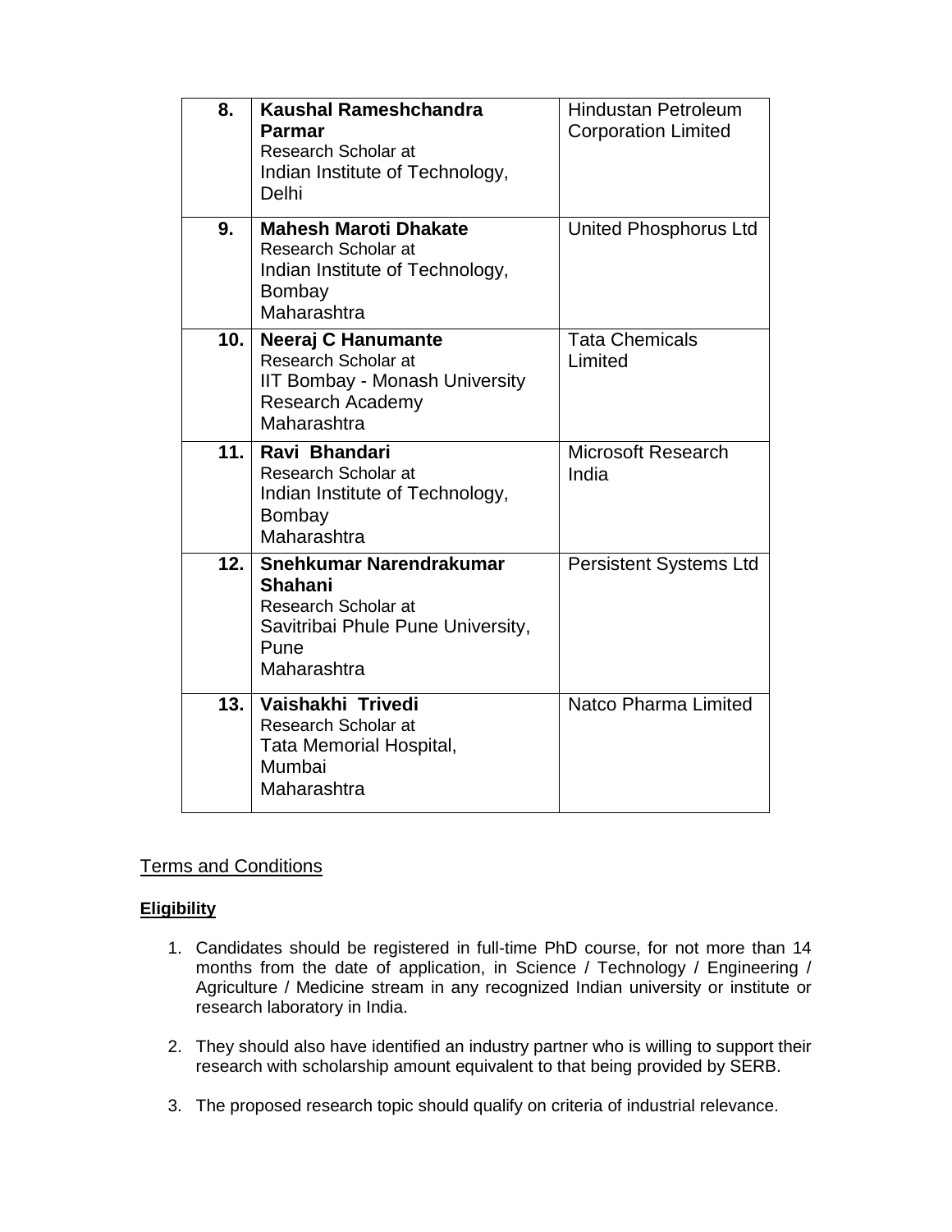| | | |
|---|---|---|
| 8. | **Kaushal Rameshchandra Parmar**<br>Research Scholar at<br>Indian Institute of Technology, Delhi | Hindustan Petroleum Corporation Limited |
| 9. | **Mahesh Maroti Dhakate**<br>Research Scholar at<br>Indian Institute of Technology, Bombay<br>Maharashtra | United Phosphorus Ltd |
| 10. | **Neeraj C Hanumante**<br>Research Scholar at<br>IIT Bombay - Monash University Research Academy<br>Maharashtra | Tata Chemicals Limited |
| 11. | **Ravi Bhandari**<br>Research Scholar at<br>Indian Institute of Technology, Bombay<br>Maharashtra | Microsoft Research India |
| 12. | **Snehkumar Narendrakumar Shahani**<br>Research Scholar at<br>Savitribai Phule Pune University, Pune<br>Maharashtra | Persistent Systems Ltd |
| 13. | **Vaishakhi Trivedi**<br>Research Scholar at<br>Tata Memorial Hospital, Mumbai<br>Maharashtra | Natco Pharma Limited |

## Terms and Conditions

### **Eligibility**

1. Candidates should be registered in full-time PhD course, for not more than 14 months from the date of application, in Science / Technology / Engineering / Agriculture / Medicine stream in any recognized Indian university or institute or research laboratory in India.

2. They should also have identified an industry partner who is willing to support their research with scholarship amount equivalent to that being provided by SERB.

3. The proposed research topic should qualify on criteria of industrial relevance.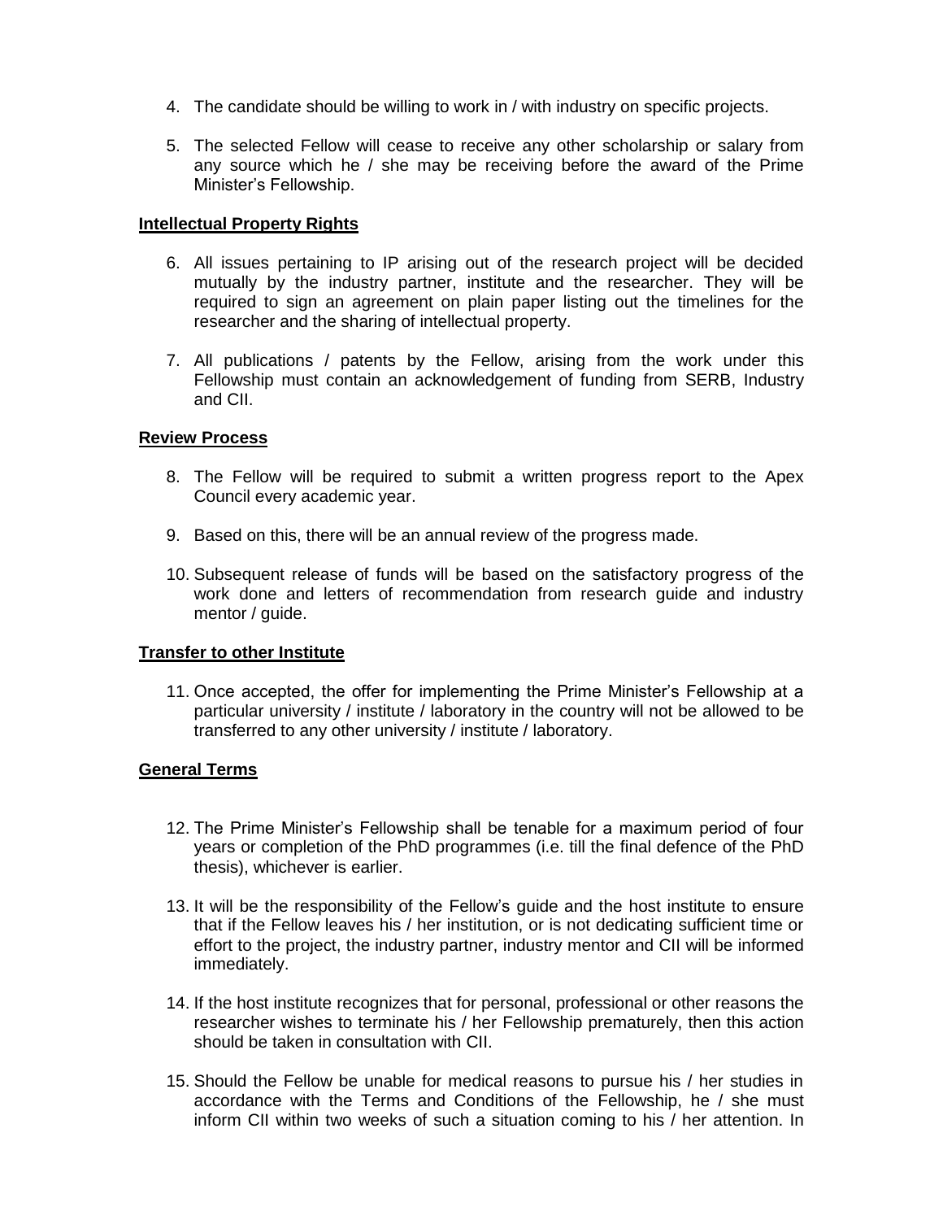4. The candidate should be willing to work in / with industry on specific projects.

5. The selected Fellow will cease to receive any other scholarship or salary from any source which he / she may be receiving before the award of the Prime Minister's Fellowship.

**Intellectual Property Rights**

6. All issues pertaining to IP arising out of the research project will be decided mutually by the industry partner, institute and the researcher. They will be required to sign an agreement on plain paper listing out the timelines for the researcher and the sharing of intellectual property.

7. All publications / patents by the Fellow, arising from the work under this Fellowship must contain an acknowledgement of funding from SERB, Industry and CII.

**Review Process**

8. The Fellow will be required to submit a written progress report to the Apex Council every academic year.

9. Based on this, there will be an annual review of the progress made.

10. Subsequent release of funds will be based on the satisfactory progress of the work done and letters of recommendation from research guide and industry mentor / guide.

**Transfer to other Institute**

11. Once accepted, the offer for implementing the Prime Minister's Fellowship at a particular university / institute / laboratory in the country will not be allowed to be transferred to any other university / institute / laboratory.

**General Terms**

12. The Prime Minister's Fellowship shall be tenable for a maximum period of four years or completion of the PhD programmes (i.e. till the final defence of the PhD thesis), whichever is earlier.

13. It will be the responsibility of the Fellow's guide and the host institute to ensure that if the Fellow leaves his / her institution, or is not dedicating sufficient time or effort to the project, the industry partner, industry mentor and CII will be informed immediately.

14. If the host institute recognizes that for personal, professional or other reasons the researcher wishes to terminate his / her Fellowship prematurely, then this action should be taken in consultation with CII.

15. Should the Fellow be unable for medical reasons to pursue his / her studies in accordance with the Terms and Conditions of the Fellowship, he / she must inform CII within two weeks of such a situation coming to his / her attention. In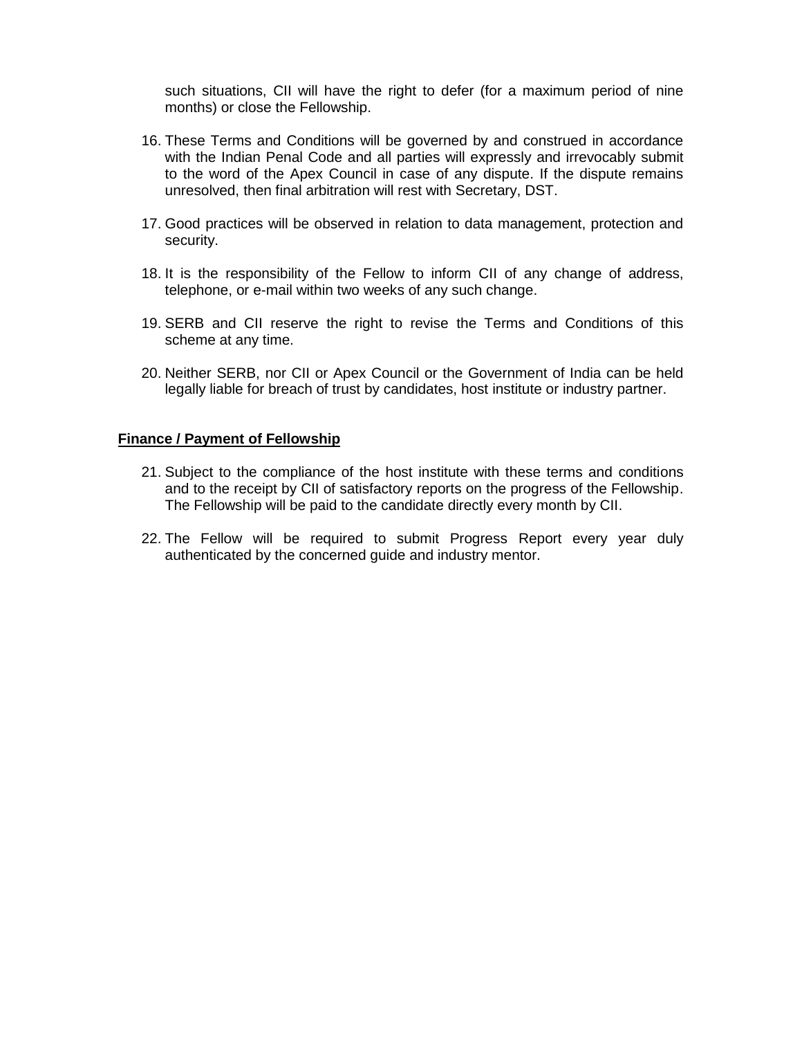such situations, CII will have the right to defer (for a maximum period of nine months) or close the Fellowship.

16. These Terms and Conditions will be governed by and construed in accordance with the Indian Penal Code and all parties will expressly and irrevocably submit to the word of the Apex Council in case of any dispute. If the dispute remains unresolved, then final arbitration will rest with Secretary, DST.

17. Good practices will be observed in relation to data management, protection and security.

18. It is the responsibility of the Fellow to inform CII of any change of address, telephone, or e-mail within two weeks of any such change.

19. SERB and CII reserve the right to revise the Terms and Conditions of this scheme at any time.

20. Neither SERB, nor CII or Apex Council or the Government of India can be held legally liable for breach of trust by candidates, host institute or industry partner.

**Finance / Payment of Fellowship**

21. Subject to the compliance of the host institute with these terms and conditions and to the receipt by CII of satisfactory reports on the progress of the Fellowship. The Fellowship will be paid to the candidate directly every month by CII.

22. The Fellow will be required to submit Progress Report every year duly authenticated by the concerned guide and industry mentor.